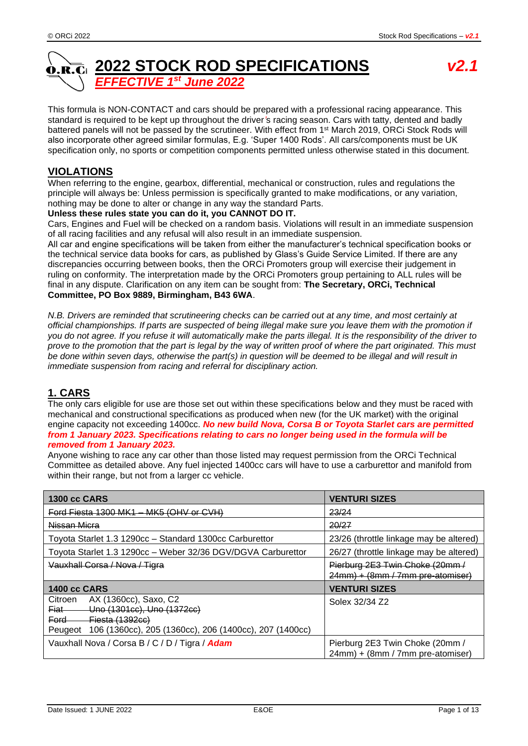# 2022 STOCK ROD SPECIFICATIONS

***EFFECTIVE 1st June 2022***

***v2.1***

This formula is NON-CONTACT and cars should be prepared with a professional racing appearance. This standard is required to be kept up throughout the driver's racing season. Cars with tatty, dented and badly battered panels will not be passed by the scrutineer. With effect from 1st March 2019, ORCi Stock Rods will also incorporate other agreed similar formulas, E.g. 'Super 1400 Rods'. All cars/components must be UK specification only, no sports or competition components permitted unless otherwise stated in this document.

## VIOLATIONS

When referring to the engine, gearbox, differential, mechanical or construction, rules and regulations the principle will always be: Unless permission is specifically granted to make modifications, or any variation, nothing may be done to alter or change in any way the standard Parts.

**Unless these rules state you can do it, you CANNOT DO IT.**

Cars, Engines and Fuel will be checked on a random basis. Violations will result in an immediate suspension of all racing facilities and any refusal will also result in an immediate suspension.

All car and engine specifications will be taken from either the manufacturer's technical specification books or the technical service data books for cars, as published by Glass's Guide Service Limited. If there are any discrepancies occurring between books, then the ORCi Promoters group will exercise their judgement in ruling on conformity. The interpretation made by the ORCi Promoters group pertaining to ALL rules will be final in any dispute. Clarification on any item can be sought from: **The Secretary, ORCi, Technical Committee, PO Box 9889, Birmingham, B43 6WA**.

*N.B. Drivers are reminded that scrutineering checks can be carried out at any time, and most certainly at official championships. If parts are suspected of being illegal make sure you leave them with the promotion if you do not agree. If you refuse it will automatically make the parts illegal. It is the responsibility of the driver to prove to the promotion that the part is legal by the way of written proof of where the part originated. This must be done within seven days, otherwise the part(s) in question will be deemed to be illegal and will result in immediate suspension from racing and referral for disciplinary action.*

## 1. CARS

The only cars eligible for use are those set out within these specifications below and they must be raced with mechanical and constructional specifications as produced when new (for the UK market) with the original engine capacity not exceeding 1400cc. ***No new build Nova, Corsa B or Toyota Starlet cars are permitted from 1 January 2023. Specifications relating to cars no longer being used in the formula will be removed from 1 January 2023.***

Anyone wishing to race any car other than those listed may request permission from the ORCi Technical Committee as detailed above. Any fuel injected 1400cc cars will have to use a carburettor and manifold from within their range, but not from a larger cc vehicle.

| 1300 cc CARS | VENTURI SIZES |
|---|---|
| ~~Ford Fiesta 1300 MK1 – MK5 (OHV or CVH)~~ | ~~23/24~~ |
| ~~Nissan Micra~~ | ~~20/27~~ |
| Toyota Starlet 1.3 1290cc – Standard 1300cc Carburettor | 23/26 (throttle linkage may be altered) |
| Toyota Starlet 1.3 1290cc – Weber 32/36 DGV/DGVA Carburettor | 26/27 (throttle linkage may be altered) |
| ~~Vauxhall Corsa / Nova / Tigra~~ | ~~Pierburg 2E3 Twin Choke (20mm / 24mm) + (8mm / 7mm pre-atomiser)~~ |
| **1400 cc CARS** | **VENTURI SIZES** |
| Citroen AX (1360cc), Saxo, C2<br>~~Fiat Uno (1301cc), Uno (1372cc)~~<br>~~Ford Fiesta (1392cc)~~<br>Peugeot 106 (1360cc), 205 (1360cc), 206 (1400cc), 207 (1400cc) | Solex 32/34 Z2 |
| Vauxhall Nova / Corsa B / C / D / Tigra / ***Adam*** | Pierburg 2E3 Twin Choke (20mm / 24mm) + (8mm / 7mm pre-atomiser) |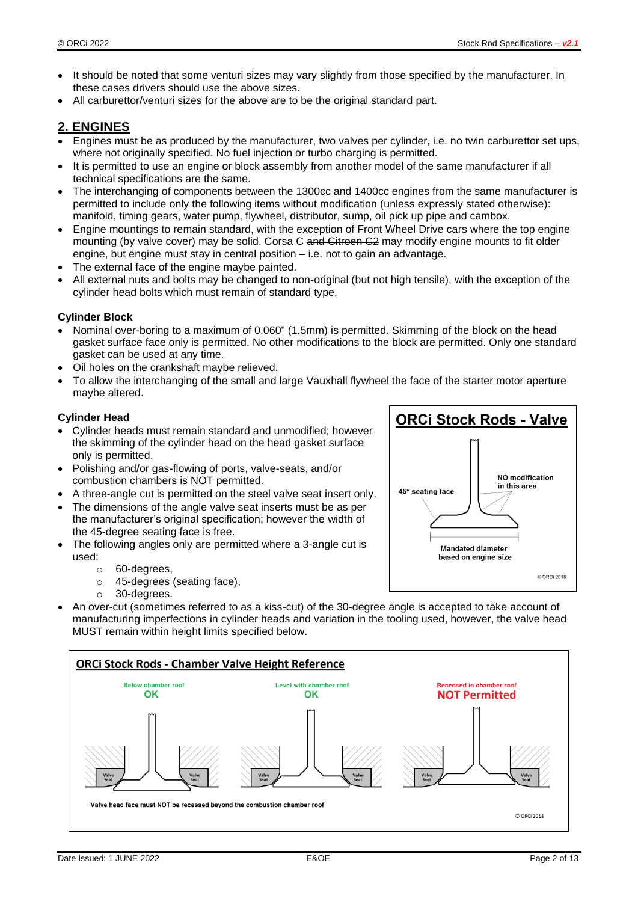- It should be noted that some venturi sizes may vary slightly from those specified by the manufacturer. In these cases drivers should use the above sizes.
- All carburettor/venturi sizes for the above are to be the original standard part.

## 2. ENGINES

- Engines must be as produced by the manufacturer, two valves per cylinder, i.e. no twin carburettor set ups, where not originally specified. No fuel injection or turbo charging is permitted.
- It is permitted to use an engine or block assembly from another model of the same manufacturer if all technical specifications are the same.
- The interchanging of components between the 1300cc and 1400cc engines from the same manufacturer is permitted to include only the following items without modification (unless expressly stated otherwise): manifold, timing gears, water pump, flywheel, distributor, sump, oil pick up pipe and cambox.
- Engine mountings to remain standard, with the exception of Front Wheel Drive cars where the top engine mounting (by valve cover) may be solid. Corsa C ~~and Citroen C2~~ may modify engine mounts to fit older engine, but engine must stay in central position – i.e. not to gain an advantage.
- The external face of the engine maybe painted.
- All external nuts and bolts may be changed to non-original (but not high tensile), with the exception of the cylinder head bolts which must remain of standard type.

### Cylinder Block

- Nominal over-boring to a maximum of 0.060" (1.5mm) is permitted. Skimming of the block on the head gasket surface face only is permitted. No other modifications to the block are permitted. Only one standard gasket can be used at any time.
- Oil holes on the crankshaft maybe relieved.
- To allow the interchanging of the small and large Vauxhall flywheel the face of the starter motor aperture maybe altered.

### Cylinder Head

- Cylinder heads must remain standard and unmodified; however the skimming of the cylinder head on the head gasket surface only is permitted.
- Polishing and/or gas-flowing of ports, valve-seats, and/or combustion chambers is NOT permitted.
- A three-angle cut is permitted on the steel valve seat insert only.
- The dimensions of the angle valve seat inserts must be as per the manufacturer's original specification; however the width of the 45-degree seating face is free.
- The following angles only are permitted where a 3-angle cut is used:
  - 60-degrees,
  - 45-degrees (seating face),
  - 30-degrees.
- An over-cut (sometimes referred to as a kiss-cut) of the 30-degree angle is accepted to take account of manufacturing imperfections in cylinder heads and variation in the tooling used, however, the valve head MUST remain within height limits specified below.

**ORCi Stock Rods - Valve**

45° seating face

NO modification in this area

Mandated diameter based on engine size

© ORCi 2018

**ORCi Stock Rods - Chamber Valve Height Reference**

| Below chamber roof | Level with chamber roof | Recessed in chamber roof |
|---|---|---|
| OK | OK | NOT Permitted |

Valve head face must NOT be recessed beyond the combustion chamber roof

© ORCi 2018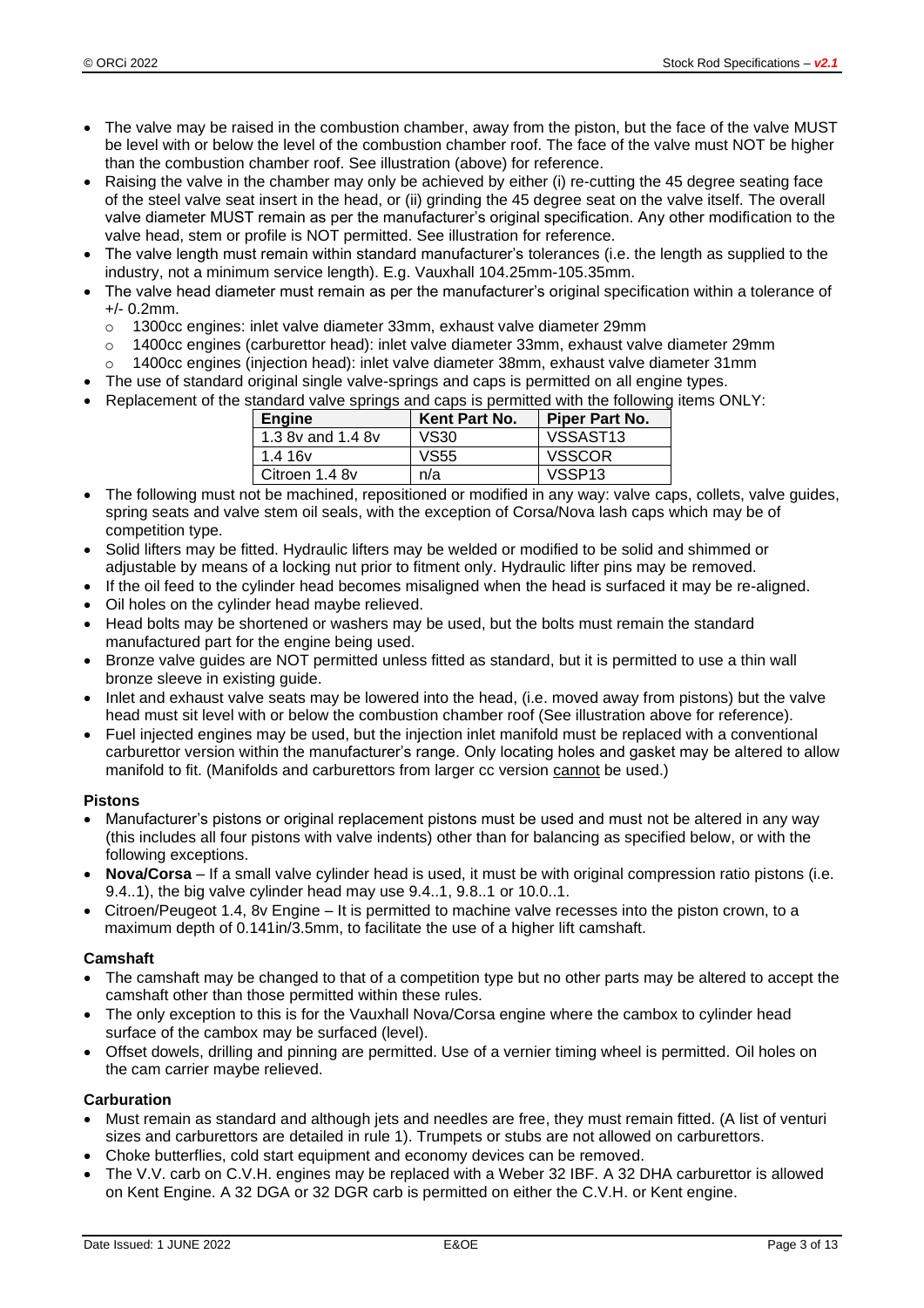- The valve may be raised in the combustion chamber, away from the piston, but the face of the valve MUST be level with or below the level of the combustion chamber roof. The face of the valve must NOT be higher than the combustion chamber roof. See illustration (above) for reference.
- Raising the valve in the chamber may only be achieved by either (i) re-cutting the 45 degree seating face of the steel valve seat insert in the head, or (ii) grinding the 45 degree seat on the valve itself. The overall valve diameter MUST remain as per the manufacturer's original specification. Any other modification to the valve head, stem or profile is NOT permitted. See illustration for reference.
- The valve length must remain within standard manufacturer's tolerances (i.e. the length as supplied to the industry, not a minimum service length). E.g. Vauxhall 104.25mm-105.35mm.
- The valve head diameter must remain as per the manufacturer's original specification within a tolerance of +/- 0.2mm.
  - 1300cc engines: inlet valve diameter 33mm, exhaust valve diameter 29mm
  - 1400cc engines (carburettor head): inlet valve diameter 33mm, exhaust valve diameter 29mm
  - 1400cc engines (injection head): inlet valve diameter 38mm, exhaust valve diameter 31mm
- The use of standard original single valve-springs and caps is permitted on all engine types.
- Replacement of the standard valve springs and caps is permitted with the following items ONLY:

| Engine | Kent Part No. | Piper Part No. |
|---|---|---|
| 1.3 8v and 1.4 8v | VS30 | VSSAST13 |
| 1.4 16v | VS55 | VSSCOR |
| Citroen 1.4 8v | n/a | VSSP13 |

- The following must not be machined, repositioned or modified in any way: valve caps, collets, valve guides, spring seats and valve stem oil seals, with the exception of Corsa/Nova lash caps which may be of competition type.
- Solid lifters may be fitted. Hydraulic lifters may be welded or modified to be solid and shimmed or adjustable by means of a locking nut prior to fitment only. Hydraulic lifter pins may be removed.
- If the oil feed to the cylinder head becomes misaligned when the head is surfaced it may be re-aligned.
- Oil holes on the cylinder head maybe relieved.
- Head bolts may be shortened or washers may be used, but the bolts must remain the standard manufactured part for the engine being used.
- Bronze valve guides are NOT permitted unless fitted as standard, but it is permitted to use a thin wall bronze sleeve in existing guide.
- Inlet and exhaust valve seats may be lowered into the head, (i.e. moved away from pistons) but the valve head must sit level with or below the combustion chamber roof (See illustration above for reference).
- Fuel injected engines may be used, but the injection inlet manifold must be replaced with a conventional carburettor version within the manufacturer's range. Only locating holes and gasket may be altered to allow manifold to fit. (Manifolds and carburettors from larger cc version cannot be used.)

### Pistons

- Manufacturer's pistons or original replacement pistons must be used and must not be altered in any way (this includes all four pistons with valve indents) other than for balancing as specified below, or with the following exceptions.
- **Nova/Corsa** – If a small valve cylinder head is used, it must be with original compression ratio pistons (i.e. 9.4..1), the big valve cylinder head may use 9.4..1, 9.8..1 or 10.0..1.
- Citroen/Peugeot 1.4, 8v Engine – It is permitted to machine valve recesses into the piston crown, to a maximum depth of 0.141in/3.5mm, to facilitate the use of a higher lift camshaft.

### Camshaft

- The camshaft may be changed to that of a competition type but no other parts may be altered to accept the camshaft other than those permitted within these rules.
- The only exception to this is for the Vauxhall Nova/Corsa engine where the cambox to cylinder head surface of the cambox may be surfaced (level).
- Offset dowels, drilling and pinning are permitted. Use of a vernier timing wheel is permitted. Oil holes on the cam carrier maybe relieved.

### Carburation

- Must remain as standard and although jets and needles are free, they must remain fitted. (A list of venturi sizes and carburettors are detailed in rule 1). Trumpets or stubs are not allowed on carburettors.
- Choke butterflies, cold start equipment and economy devices can be removed.
- The V.V. carb on C.V.H. engines may be replaced with a Weber 32 IBF. A 32 DHA carburettor is allowed on Kent Engine. A 32 DGA or 32 DGR carb is permitted on either the C.V.H. or Kent engine.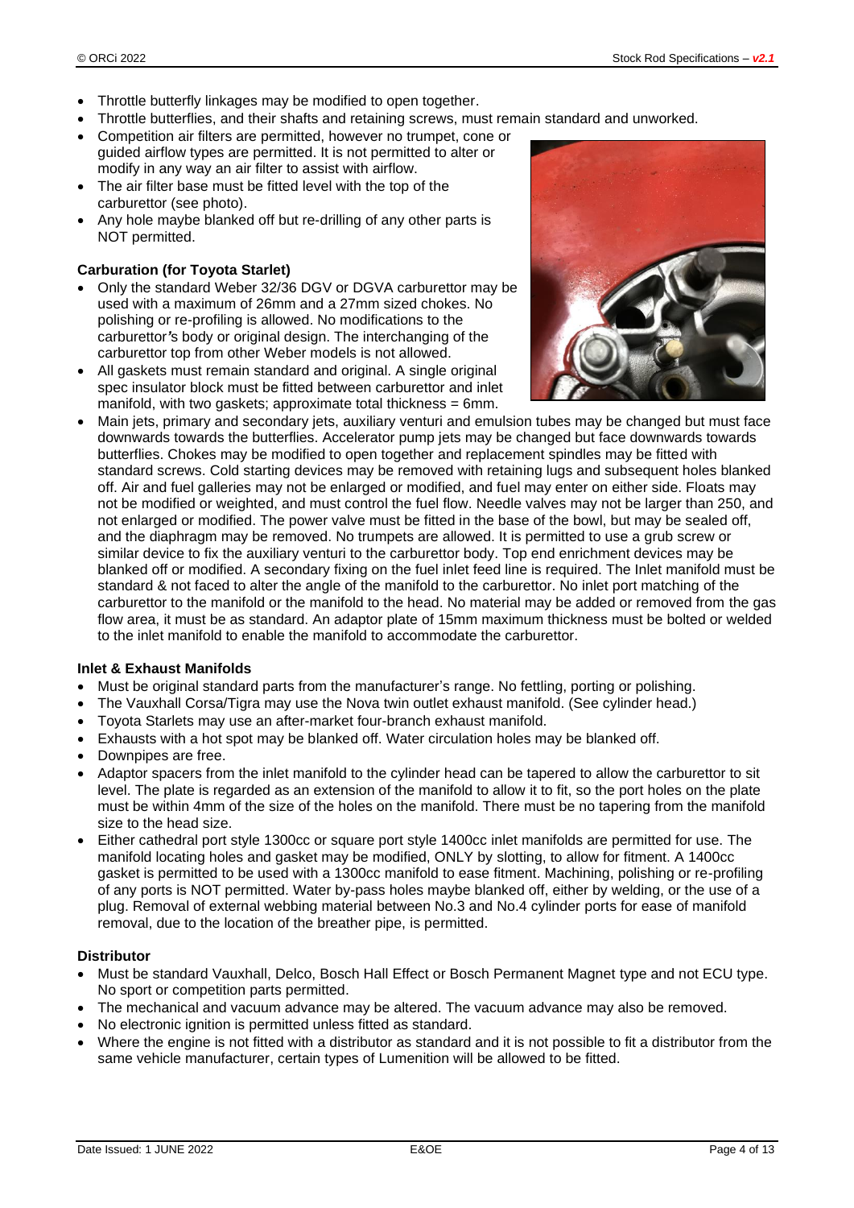- Throttle butterfly linkages may be modified to open together.
- Throttle butterflies, and their shafts and retaining screws, must remain standard and unworked.
- Competition air filters are permitted, however no trumpet, cone or guided airflow types are permitted. It is not permitted to alter or modify in any way an air filter to assist with airflow.
- The air filter base must be fitted level with the top of the carburettor (see photo).
- Any hole maybe blanked off but re-drilling of any other parts is NOT permitted.

**Carburation (for Toyota Starlet)**

- Only the standard Weber 32/36 DGV or DGVA carburettor may be used with a maximum of 26mm and a 27mm sized chokes. No polishing or re-profiling is allowed. No modifications to the carburettor's body or original design. The interchanging of the carburettor top from other Weber models is not allowed.
- All gaskets must remain standard and original. A single original spec insulator block must be fitted between carburettor and inlet manifold, with two gaskets; approximate total thickness = 6mm.
- Main jets, primary and secondary jets, auxiliary venturi and emulsion tubes may be changed but must face downwards towards the butterflies. Accelerator pump jets may be changed but face downwards towards butterflies. Chokes may be modified to open together and replacement spindles may be fitted with standard screws. Cold starting devices may be removed with retaining lugs and subsequent holes blanked off. Air and fuel galleries may not be enlarged or modified, and fuel may enter on either side. Floats may not be modified or weighted, and must control the fuel flow. Needle valves may not be larger than 250, and not enlarged or modified. The power valve must be fitted in the base of the bowl, but may be sealed off, and the diaphragm may be removed. No trumpets are allowed. It is permitted to use a grub screw or similar device to fix the auxiliary venturi to the carburettor body. Top end enrichment devices may be blanked off or modified. A secondary fixing on the fuel inlet feed line is required. The Inlet manifold must be standard & not faced to alter the angle of the manifold to the carburettor. No inlet port matching of the carburettor to the manifold or the manifold to the head. No material may be added or removed from the gas flow area, it must be as standard. An adaptor plate of 15mm maximum thickness must be bolted or welded to the inlet manifold to enable the manifold to accommodate the carburettor.

**Inlet & Exhaust Manifolds**

- Must be original standard parts from the manufacturer's range. No fettling, porting or polishing.
- The Vauxhall Corsa/Tigra may use the Nova twin outlet exhaust manifold. (See cylinder head.)
- Toyota Starlets may use an after-market four-branch exhaust manifold.
- Exhausts with a hot spot may be blanked off. Water circulation holes may be blanked off.
- Downpipes are free.
- Adaptor spacers from the inlet manifold to the cylinder head can be tapered to allow the carburettor to sit level. The plate is regarded as an extension of the manifold to allow it to fit, so the port holes on the plate must be within 4mm of the size of the holes on the manifold. There must be no tapering from the manifold size to the head size.
- Either cathedral port style 1300cc or square port style 1400cc inlet manifolds are permitted for use. The manifold locating holes and gasket may be modified, ONLY by slotting, to allow for fitment. A 1400cc gasket is permitted to be used with a 1300cc manifold to ease fitment. Machining, polishing or re-profiling of any ports is NOT permitted. Water by-pass holes maybe blanked off, either by welding, or the use of a plug. Removal of external webbing material between No.3 and No.4 cylinder ports for ease of manifold removal, due to the location of the breather pipe, is permitted.

**Distributor**

- Must be standard Vauxhall, Delco, Bosch Hall Effect or Bosch Permanent Magnet type and not ECU type. No sport or competition parts permitted.
- The mechanical and vacuum advance may be altered. The vacuum advance may also be removed.
- No electronic ignition is permitted unless fitted as standard.
- Where the engine is not fitted with a distributor as standard and it is not possible to fit a distributor from the same vehicle manufacturer, certain types of Lumenition will be allowed to be fitted.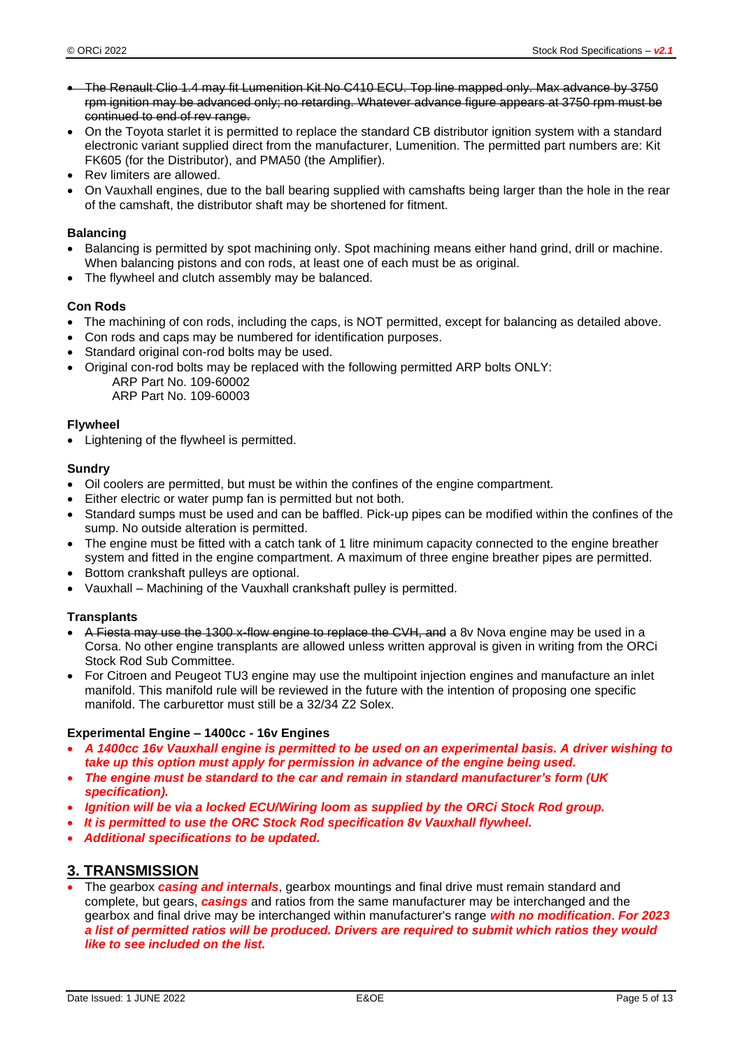- ~~The Renault Clio 1.4 may fit Lumenition Kit No C410 ECU. Top line mapped only. Max advance by 3750 rpm ignition may be advanced only; no retarding. Whatever advance figure appears at 3750 rpm must be continued to end of rev range.~~
- On the Toyota starlet it is permitted to replace the standard CB distributor ignition system with a standard electronic variant supplied direct from the manufacturer, Lumenition. The permitted part numbers are: Kit FK605 (for the Distributor), and PMA50 (the Amplifier).
- Rev limiters are allowed.
- On Vauxhall engines, due to the ball bearing supplied with camshafts being larger than the hole in the rear of the camshaft, the distributor shaft may be shortened for fitment.

**Balancing**

- Balancing is permitted by spot machining only. Spot machining means either hand grind, drill or machine. When balancing pistons and con rods, at least one of each must be as original.
- The flywheel and clutch assembly may be balanced.

**Con Rods**

- The machining of con rods, including the caps, is NOT permitted, except for balancing as detailed above.
- Con rods and caps may be numbered for identification purposes.
- Standard original con-rod bolts may be used.
- Original con-rod bolts may be replaced with the following permitted ARP bolts ONLY:
  ARP Part No. 109-60002
  ARP Part No. 109-60003

**Flywheel**

- Lightening of the flywheel is permitted.

**Sundry**

- Oil coolers are permitted, but must be within the confines of the engine compartment.
- Either electric or water pump fan is permitted but not both.
- Standard sumps must be used and can be baffled. Pick-up pipes can be modified within the confines of the sump. No outside alteration is permitted.
- The engine must be fitted with a catch tank of 1 litre minimum capacity connected to the engine breather system and fitted in the engine compartment. A maximum of three engine breather pipes are permitted.
- Bottom crankshaft pulleys are optional.
- Vauxhall – Machining of the Vauxhall crankshaft pulley is permitted.

**Transplants**

- ~~A Fiesta may use the 1300 x-flow engine to replace the CVH, and~~ a 8v Nova engine may be used in a Corsa. No other engine transplants are allowed unless written approval is given in writing from the ORCi Stock Rod Sub Committee.
- For Citroen and Peugeot TU3 engine may use the multipoint injection engines and manufacture an inlet manifold. This manifold rule will be reviewed in the future with the intention of proposing one specific manifold. The carburettor must still be a 32/34 Z2 Solex.

**Experimental Engine – 1400cc - 16v Engines**

- ***A 1400cc 16v Vauxhall engine is permitted to be used on an experimental basis. A driver wishing to take up this option must apply for permission in advance of the engine being used.***
- ***The engine must be standard to the car and remain in standard manufacturer's form (UK specification).***
- ***Ignition will be via a locked ECU/Wiring loom as supplied by the ORCi Stock Rod group.***
- ***It is permitted to use the ORC Stock Rod specification 8v Vauxhall flywheel.***
- ***Additional specifications to be updated.***

## 3. TRANSMISSION

- The gearbox ***casing and internals***, gearbox mountings and final drive must remain standard and complete, but gears, ***casings*** and ratios from the same manufacturer may be interchanged and the gearbox and final drive may be interchanged within manufacturer's range ***with no modification***. ***For 2023 a list of permitted ratios will be produced. Drivers are required to submit which ratios they would like to see included on the list.***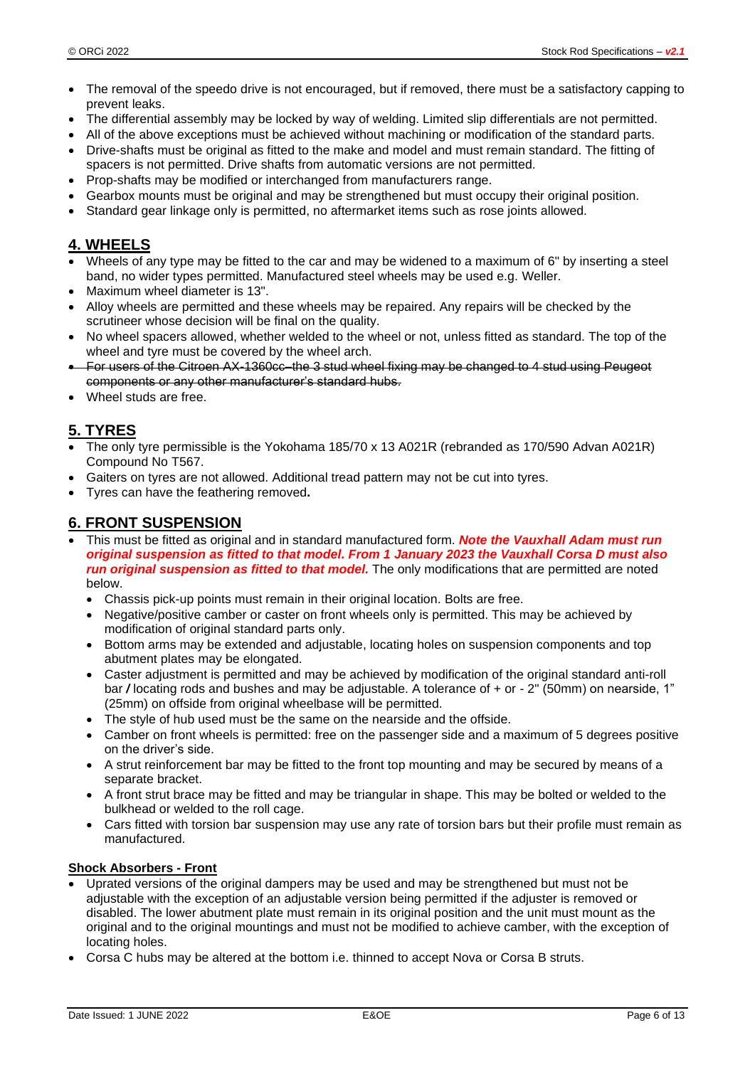- The removal of the speedo drive is not encouraged, but if removed, there must be a satisfactory capping to prevent leaks.
- The differential assembly may be locked by way of welding. Limited slip differentials are not permitted.
- All of the above exceptions must be achieved without machining or modification of the standard parts.
- Drive-shafts must be original as fitted to the make and model and must remain standard. The fitting of spacers is not permitted. Drive shafts from automatic versions are not permitted.
- Prop-shafts may be modified or interchanged from manufacturers range.
- Gearbox mounts must be original and may be strengthened but must occupy their original position.
- Standard gear linkage only is permitted, no aftermarket items such as rose joints allowed.

## 4. WHEELS

- Wheels of any type may be fitted to the car and may be widened to a maximum of 6" by inserting a steel band, no wider types permitted. Manufactured steel wheels may be used e.g. Weller.
- Maximum wheel diameter is 13".
- Alloy wheels are permitted and these wheels may be repaired. Any repairs will be checked by the scrutineer whose decision will be final on the quality.
- No wheel spacers allowed, whether welded to the wheel or not, unless fitted as standard. The top of the wheel and tyre must be covered by the wheel arch.
- ~~For users of the Citroen AX-1360cc–the 3 stud wheel fixing may be changed to 4 stud using Peugeot components or any other manufacturer's standard hubs.~~
- Wheel studs are free.

## 5. TYRES

- The only tyre permissible is the Yokohama 185/70 x 13 A021R (rebranded as 170/590 Advan A021R) Compound No T567.
- Gaiters on tyres are not allowed. Additional tread pattern may not be cut into tyres.
- Tyres can have the feathering removed**.**

## 6. FRONT SUSPENSION

- This must be fitted as original and in standard manufactured form. ***Note the Vauxhall Adam must run original suspension as fitted to that model. From 1 January 2023 the Vauxhall Corsa D must also run original suspension as fitted to that model.*** The only modifications that are permitted are noted below.
  - Chassis pick-up points must remain in their original location. Bolts are free.
  - Negative/positive camber or caster on front wheels only is permitted. This may be achieved by modification of original standard parts only.
  - Bottom arms may be extended and adjustable, locating holes on suspension components and top abutment plates may be elongated.
  - Caster adjustment is permitted and may be achieved by modification of the original standard anti-roll bar / locating rods and bushes and may be adjustable. A tolerance of + or - 2" (50mm) on nearside, 1" (25mm) on offside from original wheelbase will be permitted.
  - The style of hub used must be the same on the nearside and the offside.
  - Camber on front wheels is permitted: free on the passenger side and a maximum of 5 degrees positive on the driver's side.
  - A strut reinforcement bar may be fitted to the front top mounting and may be secured by means of a separate bracket.
  - A front strut brace may be fitted and may be triangular in shape. This may be bolted or welded to the bulkhead or welded to the roll cage.
  - Cars fitted with torsion bar suspension may use any rate of torsion bars but their profile must remain as manufactured.

**Shock Absorbers - Front**

- Uprated versions of the original dampers may be used and may be strengthened but must not be adjustable with the exception of an adjustable version being permitted if the adjuster is removed or disabled. The lower abutment plate must remain in its original position and the unit must mount as the original and to the original mountings and must not be modified to achieve camber, with the exception of locating holes.
- Corsa C hubs may be altered at the bottom i.e. thinned to accept Nova or Corsa B struts.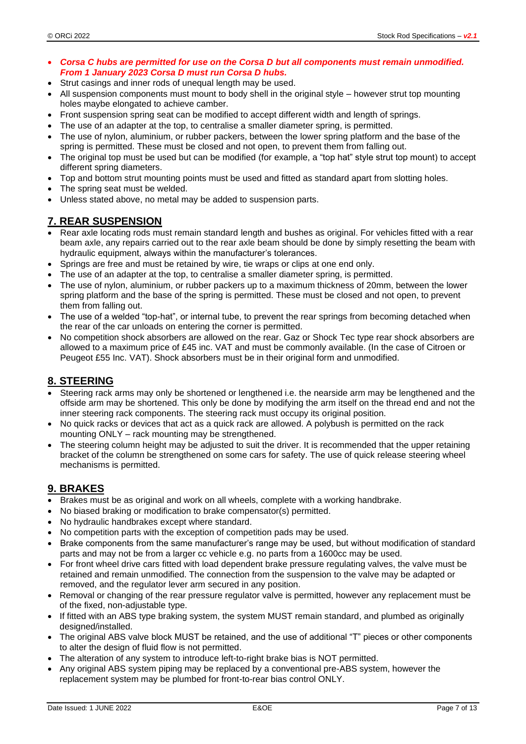- ***Corsa C hubs are permitted for use on the Corsa D but all components must remain unmodified. From 1 January 2023 Corsa D must run Corsa D hubs.***
- Strut casings and inner rods of unequal length may be used.
- All suspension components must mount to body shell in the original style – however strut top mounting holes maybe elongated to achieve camber.
- Front suspension spring seat can be modified to accept different width and length of springs.
- The use of an adapter at the top, to centralise a smaller diameter spring, is permitted.
- The use of nylon, aluminium, or rubber packers, between the lower spring platform and the base of the spring is permitted. These must be closed and not open, to prevent them from falling out.
- The original top must be used but can be modified (for example, a "top hat" style strut top mount) to accept different spring diameters.
- Top and bottom strut mounting points must be used and fitted as standard apart from slotting holes.
- The spring seat must be welded.
- Unless stated above, no metal may be added to suspension parts.

## 7. REAR SUSPENSION

- Rear axle locating rods must remain standard length and bushes as original. For vehicles fitted with a rear beam axle, any repairs carried out to the rear axle beam should be done by simply resetting the beam with hydraulic equipment, always within the manufacturer's tolerances.
- Springs are free and must be retained by wire, tie wraps or clips at one end only.
- The use of an adapter at the top, to centralise a smaller diameter spring, is permitted.
- The use of nylon, aluminium, or rubber packers up to a maximum thickness of 20mm, between the lower spring platform and the base of the spring is permitted. These must be closed and not open, to prevent them from falling out.
- The use of a welded "top-hat", or internal tube, to prevent the rear springs from becoming detached when the rear of the car unloads on entering the corner is permitted.
- No competition shock absorbers are allowed on the rear. Gaz or Shock Tec type rear shock absorbers are allowed to a maximum price of £45 inc. VAT and must be commonly available. (In the case of Citroen or Peugeot £55 Inc. VAT). Shock absorbers must be in their original form and unmodified.

## 8. STEERING

- Steering rack arms may only be shortened or lengthened i.e. the nearside arm may be lengthened and the offside arm may be shortened. This only be done by modifying the arm itself on the thread end and not the inner steering rack components. The steering rack must occupy its original position.
- No quick racks or devices that act as a quick rack are allowed. A polybush is permitted on the rack mounting ONLY – rack mounting may be strengthened.
- The steering column height may be adjusted to suit the driver. It is recommended that the upper retaining bracket of the column be strengthened on some cars for safety. The use of quick release steering wheel mechanisms is permitted.

## 9. BRAKES

- Brakes must be as original and work on all wheels, complete with a working handbrake.
- No biased braking or modification to brake compensator(s) permitted.
- No hydraulic handbrakes except where standard.
- No competition parts with the exception of competition pads may be used.
- Brake components from the same manufacturer's range may be used, but without modification of standard parts and may not be from a larger cc vehicle e.g. no parts from a 1600cc may be used.
- For front wheel drive cars fitted with load dependent brake pressure regulating valves, the valve must be retained and remain unmodified. The connection from the suspension to the valve may be adapted or removed, and the regulator lever arm secured in any position.
- Removal or changing of the rear pressure regulator valve is permitted, however any replacement must be of the fixed, non-adjustable type.
- If fitted with an ABS type braking system, the system MUST remain standard, and plumbed as originally designed/installed.
- The original ABS valve block MUST be retained, and the use of additional "T" pieces or other components to alter the design of fluid flow is not permitted.
- The alteration of any system to introduce left-to-right brake bias is NOT permitted.
- Any original ABS system piping may be replaced by a conventional pre-ABS system, however the replacement system may be plumbed for front-to-rear bias control ONLY.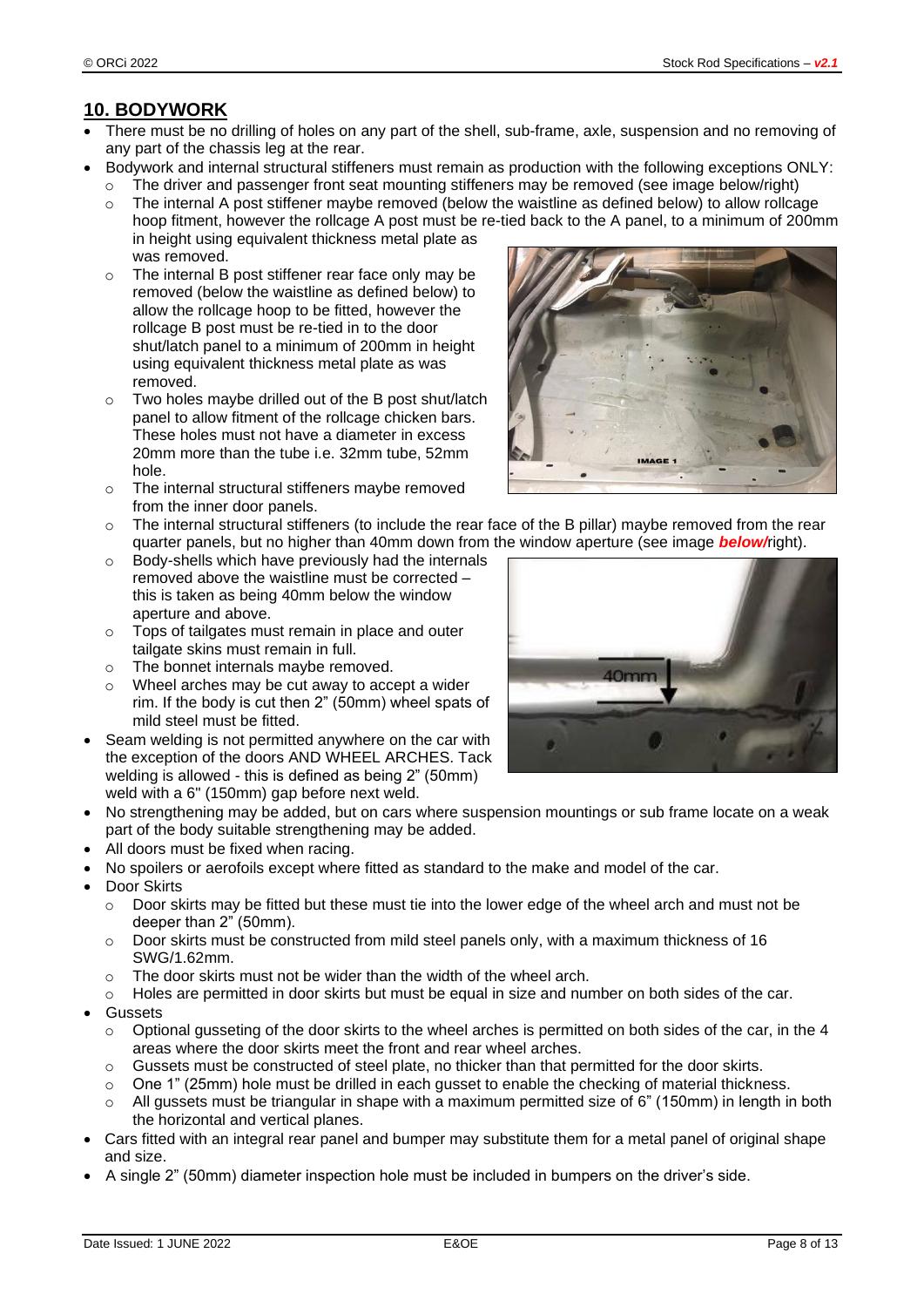## 10. BODYWORK

- There must be no drilling of holes on any part of the shell, sub-frame, axle, suspension and no removing of any part of the chassis leg at the rear.
- Bodywork and internal structural stiffeners must remain as production with the following exceptions ONLY:
  - The driver and passenger front seat mounting stiffeners may be removed (see image below/right)
  - The internal A post stiffener maybe removed (below the waistline as defined below) to allow rollcage hoop fitment, however the rollcage A post must be re-tied back to the A panel, to a minimum of 200mm in height using equivalent thickness metal plate as was removed.
  - The internal B post stiffener rear face only may be removed (below the waistline as defined below) to allow the rollcage hoop to be fitted, however the rollcage B post must be re-tied in to the door shut/latch panel to a minimum of 200mm in height using equivalent thickness metal plate as was removed.
  - Two holes maybe drilled out of the B post shut/latch panel to allow fitment of the rollcage chicken bars. These holes must not have a diameter in excess 20mm more than the tube i.e. 32mm tube, 52mm hole.
  - The internal structural stiffeners maybe removed from the inner door panels.
  - The internal structural stiffeners (to include the rear face of the B pillar) maybe removed from the rear quarter panels, but no higher than 40mm down from the window aperture (see image ***below/***right).
  - Body-shells which have previously had the internals removed above the waistline must be corrected – this is taken as being 40mm below the window aperture and above.
  - Tops of tailgates must remain in place and outer tailgate skins must remain in full.
  - The bonnet internals maybe removed.
  - Wheel arches may be cut away to accept a wider rim. If the body is cut then 2" (50mm) wheel spats of mild steel must be fitted.
- Seam welding is not permitted anywhere on the car with the exception of the doors AND WHEEL ARCHES. Tack welding is allowed - this is defined as being 2" (50mm) weld with a 6" (150mm) gap before next weld.
- No strengthening may be added, but on cars where suspension mountings or sub frame locate on a weak part of the body suitable strengthening may be added.
- All doors must be fixed when racing.
- No spoilers or aerofoils except where fitted as standard to the make and model of the car.
- Door Skirts
  - Door skirts may be fitted but these must tie into the lower edge of the wheel arch and must not be deeper than 2" (50mm).
  - Door skirts must be constructed from mild steel panels only, with a maximum thickness of 16 SWG/1.62mm.
  - The door skirts must not be wider than the width of the wheel arch.
  - Holes are permitted in door skirts but must be equal in size and number on both sides of the car.
- Gussets
  - Optional gusseting of the door skirts to the wheel arches is permitted on both sides of the car, in the 4 areas where the door skirts meet the front and rear wheel arches.
  - Gussets must be constructed of steel plate, no thicker than that permitted for the door skirts.
  - One 1" (25mm) hole must be drilled in each gusset to enable the checking of material thickness.
  - All gussets must be triangular in shape with a maximum permitted size of 6" (150mm) in length in both the horizontal and vertical planes.
- Cars fitted with an integral rear panel and bumper may substitute them for a metal panel of original shape and size.
- A single 2" (50mm) diameter inspection hole must be included in bumpers on the driver's side.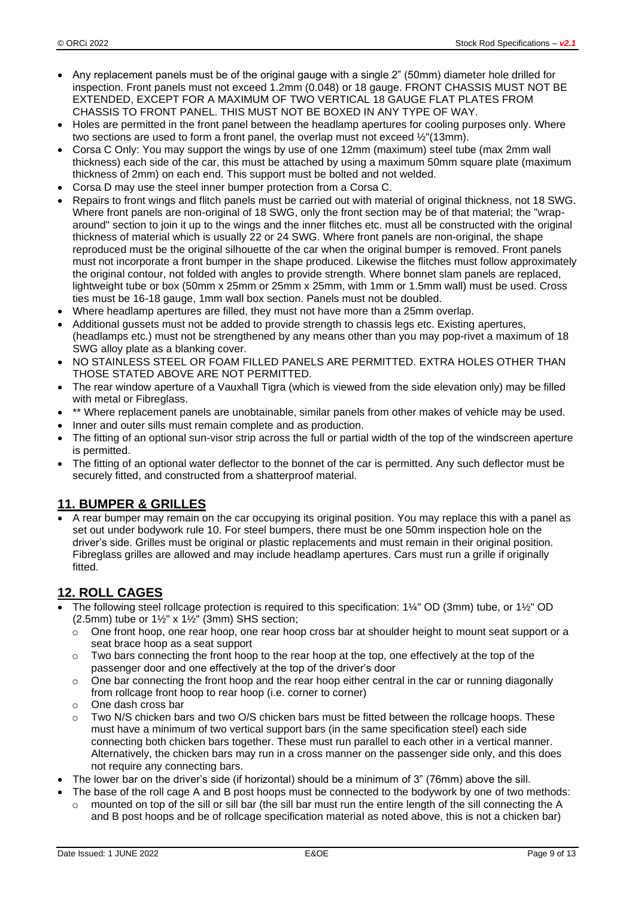- Any replacement panels must be of the original gauge with a single 2" (50mm) diameter hole drilled for inspection. Front panels must not exceed 1.2mm (0.048) or 18 gauge. FRONT CHASSIS MUST NOT BE EXTENDED, EXCEPT FOR A MAXIMUM OF TWO VERTICAL 18 GAUGE FLAT PLATES FROM CHASSIS TO FRONT PANEL. THIS MUST NOT BE BOXED IN ANY TYPE OF WAY.
- Holes are permitted in the front panel between the headlamp apertures for cooling purposes only. Where two sections are used to form a front panel, the overlap must not exceed ½"(13mm).
- Corsa C Only: You may support the wings by use of one 12mm (maximum) steel tube (max 2mm wall thickness) each side of the car, this must be attached by using a maximum 50mm square plate (maximum thickness of 2mm) on each end. This support must be bolted and not welded.
- Corsa D may use the steel inner bumper protection from a Corsa C.
- Repairs to front wings and flitch panels must be carried out with material of original thickness, not 18 SWG. Where front panels are non-original of 18 SWG, only the front section may be of that material; the "wrap-around" section to join it up to the wings and the inner flitches etc. must all be constructed with the original thickness of material which is usually 22 or 24 SWG. Where front panels are non-original, the shape reproduced must be the original silhouette of the car when the original bumper is removed. Front panels must not incorporate a front bumper in the shape produced. Likewise the flitches must follow approximately the original contour, not folded with angles to provide strength. Where bonnet slam panels are replaced, lightweight tube or box (50mm x 25mm or 25mm x 25mm, with 1mm or 1.5mm wall) must be used. Cross ties must be 16-18 gauge, 1mm wall box section. Panels must not be doubled.
- Where headlamp apertures are filled, they must not have more than a 25mm overlap.
- Additional gussets must not be added to provide strength to chassis legs etc. Existing apertures, (headlamps etc.) must not be strengthened by any means other than you may pop-rivet a maximum of 18 SWG alloy plate as a blanking cover.
- NO STAINLESS STEEL OR FOAM FILLED PANELS ARE PERMITTED. EXTRA HOLES OTHER THAN THOSE STATED ABOVE ARE NOT PERMITTED.
- The rear window aperture of a Vauxhall Tigra (which is viewed from the side elevation only) may be filled with metal or Fibreglass.
- ** Where replacement panels are unobtainable, similar panels from other makes of vehicle may be used.
- Inner and outer sills must remain complete and as production.
- The fitting of an optional sun-visor strip across the full or partial width of the top of the windscreen aperture is permitted.
- The fitting of an optional water deflector to the bonnet of the car is permitted. Any such deflector must be securely fitted, and constructed from a shatterproof material.

## 11. BUMPER & GRILLES

- A rear bumper may remain on the car occupying its original position. You may replace this with a panel as set out under bodywork rule 10. For steel bumpers, there must be one 50mm inspection hole on the driver's side. Grilles must be original or plastic replacements and must remain in their original position. Fibreglass grilles are allowed and may include headlamp apertures. Cars must run a grille if originally fitted.

## 12. ROLL CAGES

- The following steel rollcage protection is required to this specification: 1¼" OD (3mm) tube, or 1½" OD (2.5mm) tube or 1½" x 1½" (3mm) SHS section;
  - One front hoop, one rear hoop, one rear hoop cross bar at shoulder height to mount seat support or a seat brace hoop as a seat support
  - Two bars connecting the front hoop to the rear hoop at the top, one effectively at the top of the passenger door and one effectively at the top of the driver's door
  - One bar connecting the front hoop and the rear hoop either central in the car or running diagonally from rollcage front hoop to rear hoop (i.e. corner to corner)
  - One dash cross bar
  - Two N/S chicken bars and two O/S chicken bars must be fitted between the rollcage hoops. These must have a minimum of two vertical support bars (in the same specification steel) each side connecting both chicken bars together. These must run parallel to each other in a vertical manner. Alternatively, the chicken bars may run in a cross manner on the passenger side only, and this does not require any connecting bars.
- The lower bar on the driver's side (if horizontal) should be a minimum of 3" (76mm) above the sill.
- The base of the roll cage A and B post hoops must be connected to the bodywork by one of two methods:
  - mounted on top of the sill or sill bar (the sill bar must run the entire length of the sill connecting the A and B post hoops and be of rollcage specification material as noted above, this is not a chicken bar)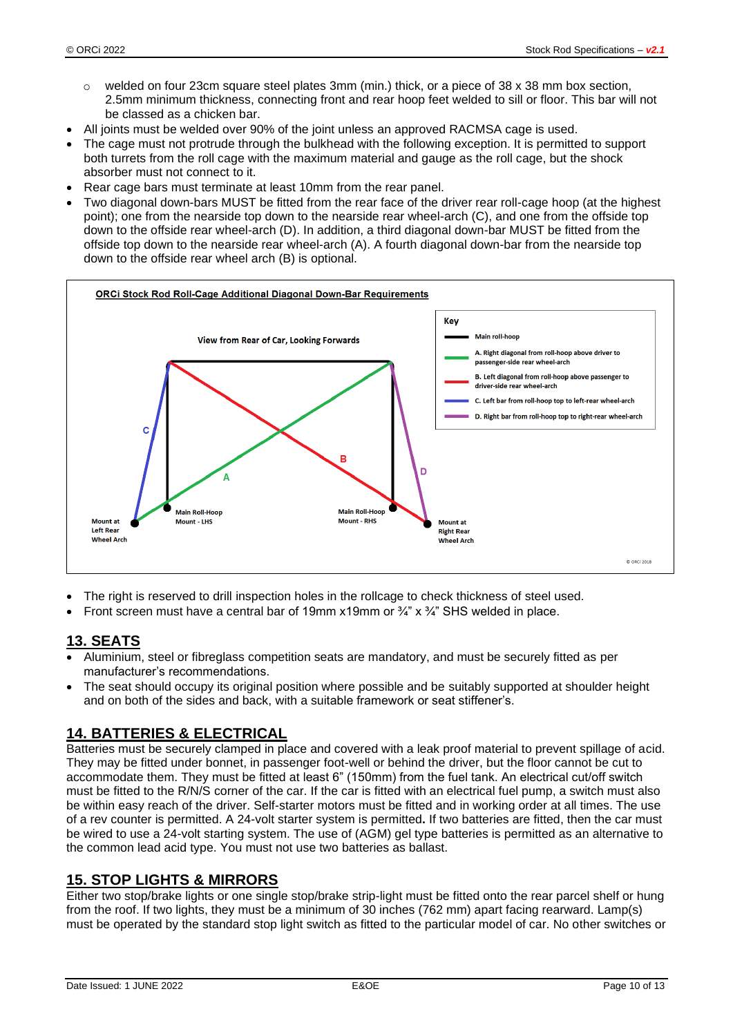- welded on four 23cm square steel plates 3mm (min.) thick, or a piece of 38 x 38 mm box section, 2.5mm minimum thickness, connecting front and rear hoop feet welded to sill or floor. This bar will not be classed as a chicken bar.

- All joints must be welded over 90% of the joint unless an approved RACMSA cage is used.
- The cage must not protrude through the bulkhead with the following exception. It is permitted to support both turrets from the roll cage with the maximum material and gauge as the roll cage, but the shock absorber must not connect to it.
- Rear cage bars must terminate at least 10mm from the rear panel.
- Two diagonal down-bars MUST be fitted from the rear face of the driver rear roll-cage hoop (at the highest point); one from the nearside top down to the nearside rear wheel-arch (C), and one from the offside top down to the offside rear wheel-arch (D). In addition, a third diagonal down-bar MUST be fitted from the offside top down to the nearside rear wheel-arch (A). A fourth diagonal down-bar from the nearside top down to the offside rear wheel arch (B) is optional.

**ORCi Stock Rod Roll-Cage Additional Diagonal Down-Bar Requirements**

View from Rear of Car, Looking Forwards

Key
- Main roll-hoop
- A. Right diagonal from roll-hoop above driver to passenger-side rear wheel-arch
- B. Left diagonal from roll-hoop above passenger to driver-side rear wheel-arch
- C. Left bar from roll-hoop top to left-rear wheel-arch
- D. Right bar from roll-hoop top to right-rear wheel-arch

Mount at Left Rear Wheel Arch — Main Roll-Hoop Mount - LHS — Main Roll-Hoop Mount - RHS — Mount at Right Rear Wheel Arch

© ORCi 2018

- The right is reserved to drill inspection holes in the rollcage to check thickness of steel used.
- Front screen must have a central bar of 19mm x19mm or ¾" x ¾" SHS welded in place.

## 13. SEATS

- Aluminium, steel or fibreglass competition seats are mandatory, and must be securely fitted as per manufacturer's recommendations.
- The seat should occupy its original position where possible and be suitably supported at shoulder height and on both of the sides and back, with a suitable framework or seat stiffener's.

## 14. BATTERIES & ELECTRICAL

Batteries must be securely clamped in place and covered with a leak proof material to prevent spillage of acid. They may be fitted under bonnet, in passenger foot-well or behind the driver, but the floor cannot be cut to accommodate them. They must be fitted at least 6" (150mm) from the fuel tank. An electrical cut/off switch must be fitted to the R/N/S corner of the car. If the car is fitted with an electrical fuel pump, a switch must also be within easy reach of the driver. Self-starter motors must be fitted and in working order at all times. The use of a rev counter is permitted. A 24-volt starter system is permitted**.** If two batteries are fitted, then the car must be wired to use a 24-volt starting system. The use of (AGM) gel type batteries is permitted as an alternative to the common lead acid type. You must not use two batteries as ballast.

## 15. STOP LIGHTS & MIRRORS

Either two stop/brake lights or one single stop/brake strip-light must be fitted onto the rear parcel shelf or hung from the roof. If two lights, they must be a minimum of 30 inches (762 mm) apart facing rearward. Lamp(s) must be operated by the standard stop light switch as fitted to the particular model of car. No other switches or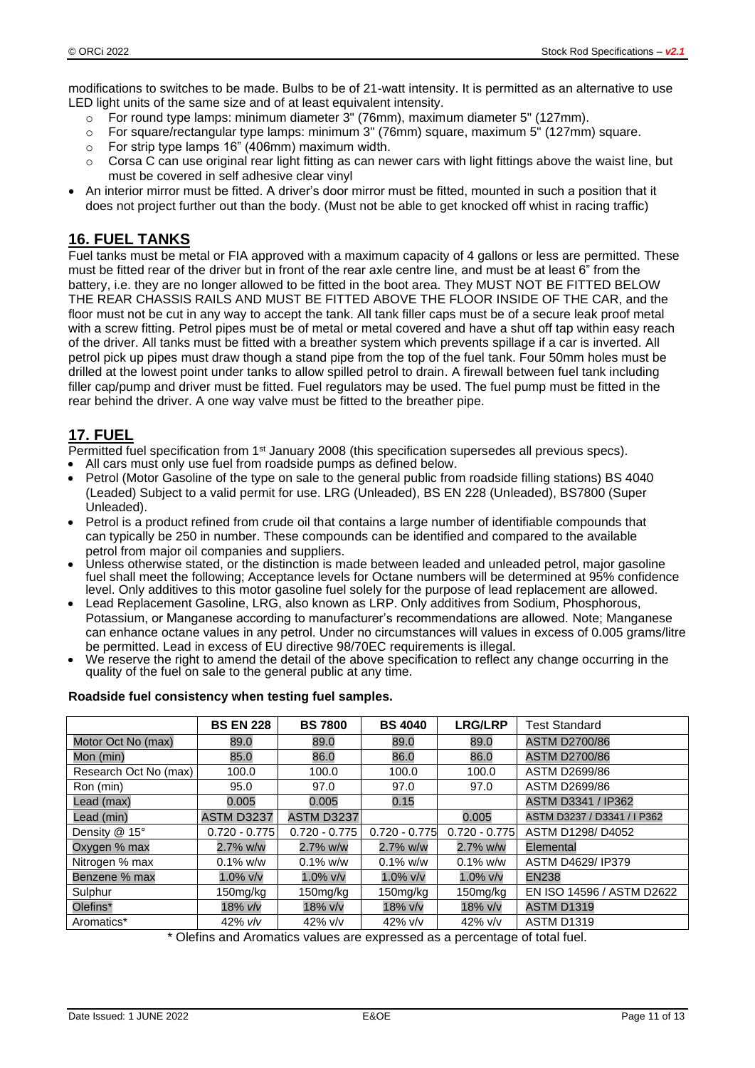modifications to switches to be made. Bulbs to be of 21-watt intensity. It is permitted as an alternative to use LED light units of the same size and of at least equivalent intensity.

- For round type lamps: minimum diameter 3" (76mm), maximum diameter 5" (127mm).
- For square/rectangular type lamps: minimum 3" (76mm) square, maximum 5" (127mm) square.
- For strip type lamps 16" (406mm) maximum width.
- Corsa C can use original rear light fitting as can newer cars with light fittings above the waist line, but must be covered in self adhesive clear vinyl

- An interior mirror must be fitted. A driver's door mirror must be fitted, mounted in such a position that it does not project further out than the body. (Must not be able to get knocked off whist in racing traffic)

## 16. FUEL TANKS

Fuel tanks must be metal or FIA approved with a maximum capacity of 4 gallons or less are permitted. These must be fitted rear of the driver but in front of the rear axle centre line, and must be at least 6" from the battery, i.e. they are no longer allowed to be fitted in the boot area. They MUST NOT BE FITTED BELOW THE REAR CHASSIS RAILS AND MUST BE FITTED ABOVE THE FLOOR INSIDE OF THE CAR, and the floor must not be cut in any way to accept the tank. All tank filler caps must be of a secure leak proof metal with a screw fitting. Petrol pipes must be of metal or metal covered and have a shut off tap within easy reach of the driver. All tanks must be fitted with a breather system which prevents spillage if a car is inverted. All petrol pick up pipes must draw though a stand pipe from the top of the fuel tank. Four 50mm holes must be drilled at the lowest point under tanks to allow spilled petrol to drain. A firewall between fuel tank including filler cap/pump and driver must be fitted. Fuel regulators may be used. The fuel pump must be fitted in the rear behind the driver. A one way valve must be fitted to the breather pipe.

## 17. FUEL

Permitted fuel specification from 1st January 2008 (this specification supersedes all previous specs).

- All cars must only use fuel from roadside pumps as defined below.
- Petrol (Motor Gasoline of the type on sale to the general public from roadside filling stations) BS 4040 (Leaded) Subject to a valid permit for use. LRG (Unleaded), BS EN 228 (Unleaded), BS7800 (Super Unleaded).
- Petrol is a product refined from crude oil that contains a large number of identifiable compounds that can typically be 250 in number. These compounds can be identified and compared to the available petrol from major oil companies and suppliers.
- Unless otherwise stated, or the distinction is made between leaded and unleaded petrol, major gasoline fuel shall meet the following; Acceptance levels for Octane numbers will be determined at 95% confidence level. Only additives to this motor gasoline fuel solely for the purpose of lead replacement are allowed.
- Lead Replacement Gasoline, LRG, also known as LRP. Only additives from Sodium, Phosphorous, Potassium, or Manganese according to manufacturer's recommendations are allowed. Note; Manganese can enhance octane values in any petrol. Under no circumstances will values in excess of 0.005 grams/litre be permitted. Lead in excess of EU directive 98/70EC requirements is illegal.
- We reserve the right to amend the detail of the above specification to reflect any change occurring in the quality of the fuel on sale to the general public at any time.

**Roadside fuel consistency when testing fuel samples.**

| | BS EN 228 | BS 7800 | BS 4040 | LRG/LRP | Test Standard |
|---|---|---|---|---|---|
| Motor Oct No (max) | 89.0 | 89.0 | 89.0 | 89.0 | ASTM D2700/86 |
| Mon (min) | 85.0 | 86.0 | 86.0 | 86.0 | ASTM D2700/86 |
| Research Oct No (max) | 100.0 | 100.0 | 100.0 | 100.0 | ASTM D2699/86 |
| Ron (min) | 95.0 | 97.0 | 97.0 | 97.0 | ASTM D2699/86 |
| Lead (max) | 0.005 | 0.005 | 0.15 | | ASTM D3341 / IP362 |
| Lead (min) | ASTM D3237 | ASTM D3237 | | 0.005 | ASTM D3237 / D3341 / I P362 |
| Density @ 15° | 0.720 - 0.775 | 0.720 - 0.775 | 0.720 - 0.775 | 0.720 - 0.775 | ASTM D1298/ D4052 |
| Oxygen % max | 2.7% w/w | 2.7% w/w | 2.7% w/w | 2.7% w/w | Elemental |
| Nitrogen % max | 0.1% w/w | 0.1% w/w | 0.1% w/w | 0.1% w/w | ASTM D4629/ IP379 |
| Benzene % max | 1.0% v/v | 1.0% v/v | 1.0% v/v | 1.0% v/v | EN238 |
| Sulphur | 150mg/kg | 150mg/kg | 150mg/kg | 150mg/kg | EN ISO 14596 / ASTM D2622 |
| Olefins* | 18% v/v | 18% v/v | 18% v/v | 18% v/v | ASTM D1319 |
| Aromatics* | 42% v/v | 42% v/v | 42% v/v | 42% v/v | ASTM D1319 |

\* Olefins and Aromatics values are expressed as a percentage of total fuel.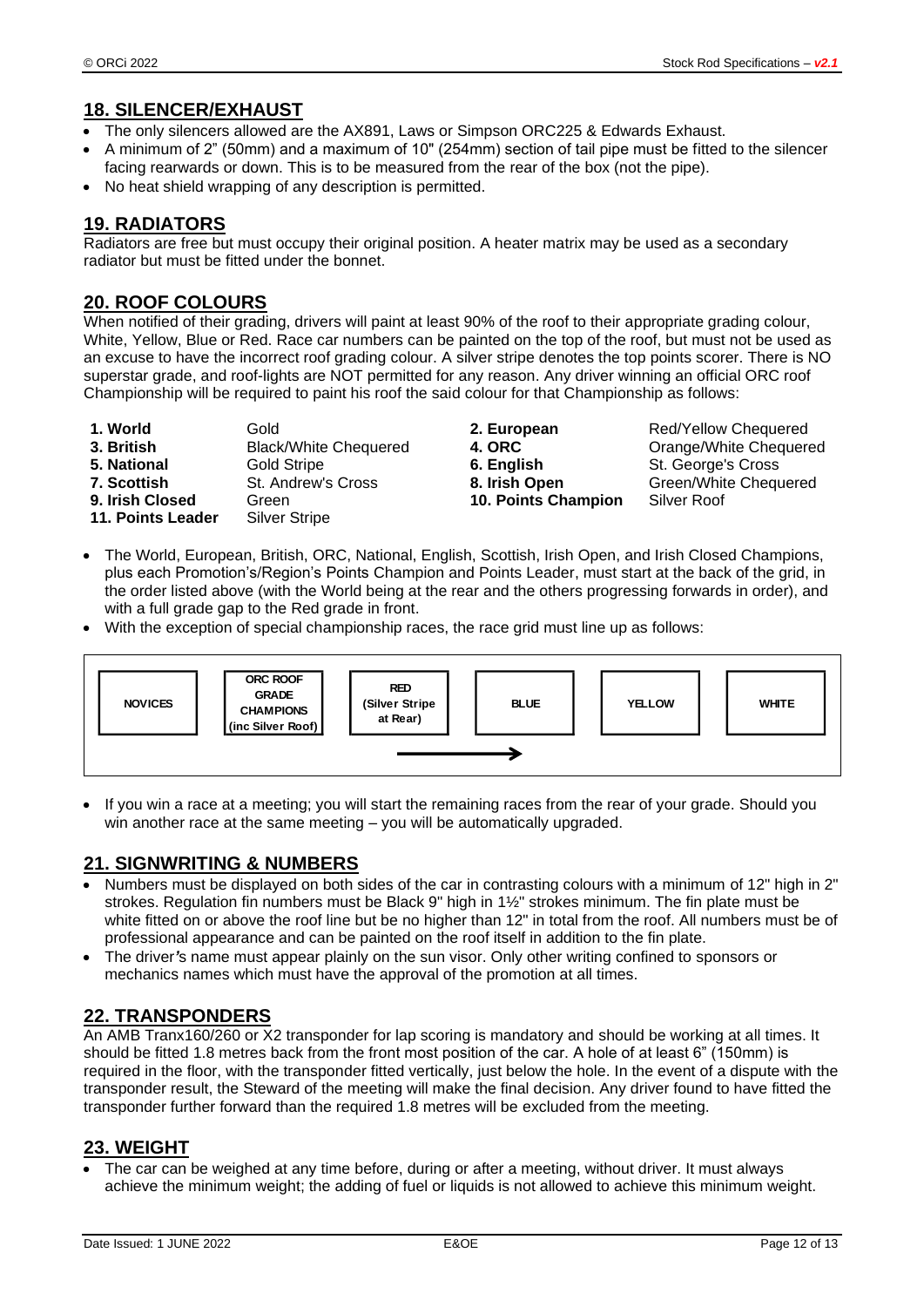## 18. SILENCER/EXHAUST

- The only silencers allowed are the AX891, Laws or Simpson ORC225 & Edwards Exhaust.
- A minimum of 2" (50mm) and a maximum of 10" (254mm) section of tail pipe must be fitted to the silencer facing rearwards or down. This is to be measured from the rear of the box (not the pipe).
- No heat shield wrapping of any description is permitted.

## 19. RADIATORS

Radiators are free but must occupy their original position. A heater matrix may be used as a secondary radiator but must be fitted under the bonnet.

## 20. ROOF COLOURS

When notified of their grading, drivers will paint at least 90% of the roof to their appropriate grading colour, White, Yellow, Blue or Red. Race car numbers can be painted on the top of the roof, but must not be used as an excuse to have the incorrect roof grading colour. A silver stripe denotes the top points scorer. There is NO superstar grade, and roof-lights are NOT permitted for any reason. Any driver winning an official ORC roof Championship will be required to paint his roof the said colour for that Championship as follows:

| | | | |
|---|---|---|---|
| **1. World** | Gold | **2. European** | Red/Yellow Chequered |
| **3. British** | Black/White Chequered | **4. ORC** | Orange/White Chequered |
| **5. National** | Gold Stripe | **6. English** | St. George's Cross |
| **7. Scottish** | St. Andrew's Cross | **8. Irish Open** | Green/White Chequered |
| **9. Irish Closed** | Green | **10. Points Champion** | Silver Roof |
| **11. Points Leader** | Silver Stripe | | |

- The World, European, British, ORC, National, English, Scottish, Irish Open, and Irish Closed Champions, plus each Promotion's/Region's Points Champion and Points Leader, must start at the back of the grid, in the order listed above (with the World being at the rear and the others progressing forwards in order), and with a full grade gap to the Red grade in front.
- With the exception of special championship races, the race grid must line up as follows:

| NOVICES | ORC ROOF GRADE CHAMPIONS (inc Silver Roof) | RED (Silver Stripe at Rear) | BLUE | YELLOW | WHITE |
|---|---|---|---|---|---|

→

- If you win a race at a meeting; you will start the remaining races from the rear of your grade. Should you win another race at the same meeting – you will be automatically upgraded.

## 21. SIGNWRITING & NUMBERS

- Numbers must be displayed on both sides of the car in contrasting colours with a minimum of 12" high in 2" strokes. Regulation fin numbers must be Black 9" high in 1½" strokes minimum. The fin plate must be white fitted on or above the roof line but be no higher than 12" in total from the roof. All numbers must be of professional appearance and can be painted on the roof itself in addition to the fin plate.
- The driver's name must appear plainly on the sun visor. Only other writing confined to sponsors or mechanics names which must have the approval of the promotion at all times.

## 22. TRANSPONDERS

An AMB Tranx160/260 or X2 transponder for lap scoring is mandatory and should be working at all times. It should be fitted 1.8 metres back from the front most position of the car. A hole of at least 6" (150mm) is required in the floor, with the transponder fitted vertically, just below the hole. In the event of a dispute with the transponder result, the Steward of the meeting will make the final decision. Any driver found to have fitted the transponder further forward than the required 1.8 metres will be excluded from the meeting.

## 23. WEIGHT

- The car can be weighed at any time before, during or after a meeting, without driver. It must always achieve the minimum weight; the adding of fuel or liquids is not allowed to achieve this minimum weight.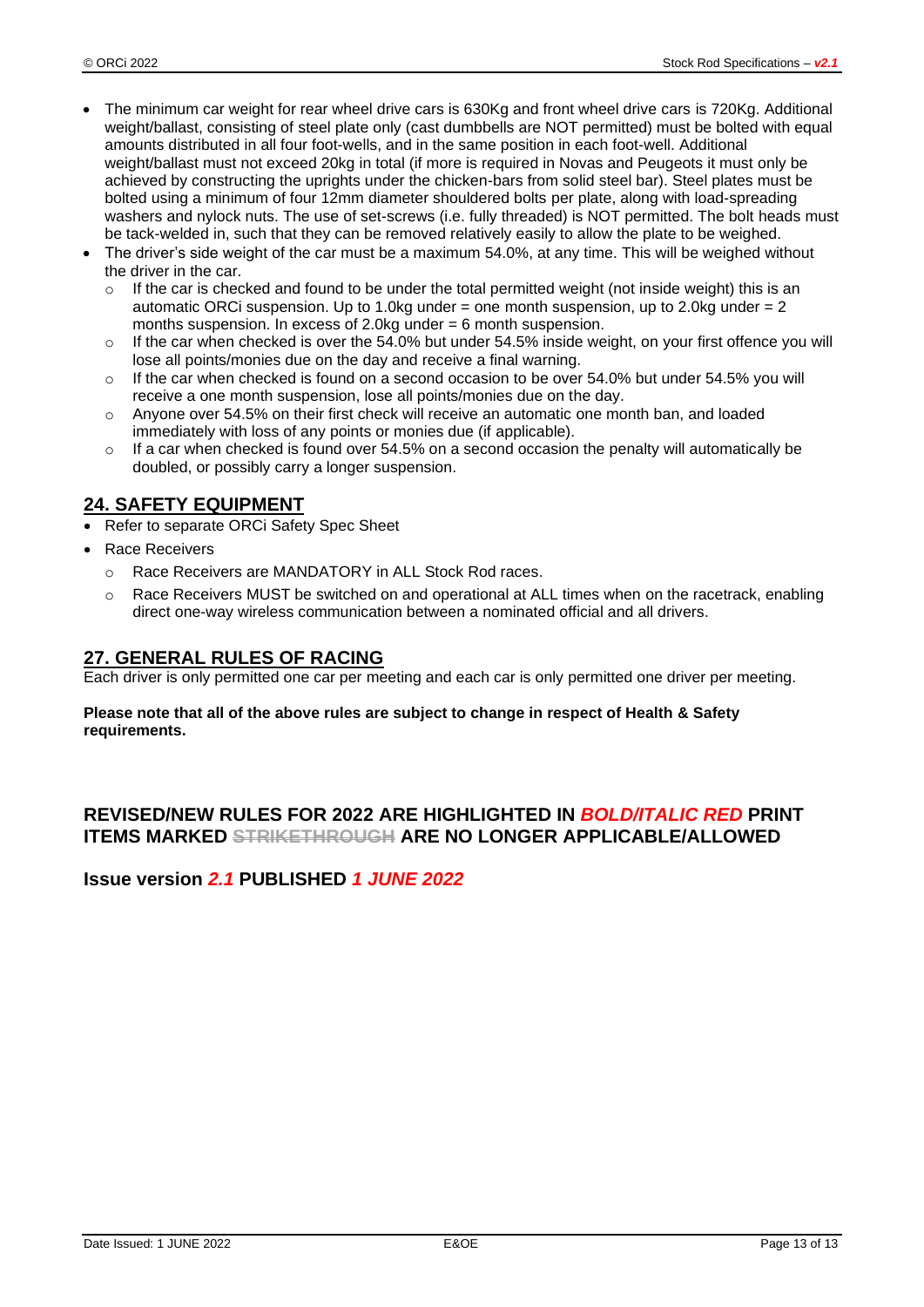- The minimum car weight for rear wheel drive cars is 630Kg and front wheel drive cars is 720Kg. Additional weight/ballast, consisting of steel plate only (cast dumbbells are NOT permitted) must be bolted with equal amounts distributed in all four foot-wells, and in the same position in each foot-well. Additional weight/ballast must not exceed 20kg in total (if more is required in Novas and Peugeots it must only be achieved by constructing the uprights under the chicken-bars from solid steel bar). Steel plates must be bolted using a minimum of four 12mm diameter shouldered bolts per plate, along with load-spreading washers and nylock nuts. The use of set-screws (i.e. fully threaded) is NOT permitted. The bolt heads must be tack-welded in, such that they can be removed relatively easily to allow the plate to be weighed.
- The driver's side weight of the car must be a maximum 54.0%, at any time. This will be weighed without the driver in the car.
  - If the car is checked and found to be under the total permitted weight (not inside weight) this is an automatic ORCi suspension. Up to 1.0kg under = one month suspension, up to 2.0kg under = 2 months suspension. In excess of 2.0kg under = 6 month suspension.
  - If the car when checked is over the 54.0% but under 54.5% inside weight, on your first offence you will lose all points/monies due on the day and receive a final warning.
  - If the car when checked is found on a second occasion to be over 54.0% but under 54.5% you will receive a one month suspension, lose all points/monies due on the day.
  - Anyone over 54.5% on their first check will receive an automatic one month ban, and loaded immediately with loss of any points or monies due (if applicable).
  - If a car when checked is found over 54.5% on a second occasion the penalty will automatically be doubled, or possibly carry a longer suspension.

## 24. SAFETY EQUIPMENT

- Refer to separate ORCi Safety Spec Sheet
- Race Receivers
  - Race Receivers are MANDATORY in ALL Stock Rod races.
  - Race Receivers MUST be switched on and operational at ALL times when on the racetrack, enabling direct one-way wireless communication between a nominated official and all drivers.

## 27. GENERAL RULES OF RACING

Each driver is only permitted one car per meeting and each car is only permitted one driver per meeting.

**Please note that all of the above rules are subject to change in respect of Health & Safety requirements.**

### REVISED/NEW RULES FOR 2022 ARE HIGHLIGHTED IN ***BOLD/ITALIC RED*** PRINT ITEMS MARKED ~~STRIKETHROUGH~~ ARE NO LONGER APPLICABLE/ALLOWED

### Issue version ***2.1*** PUBLISHED ***1 JUNE 2022***